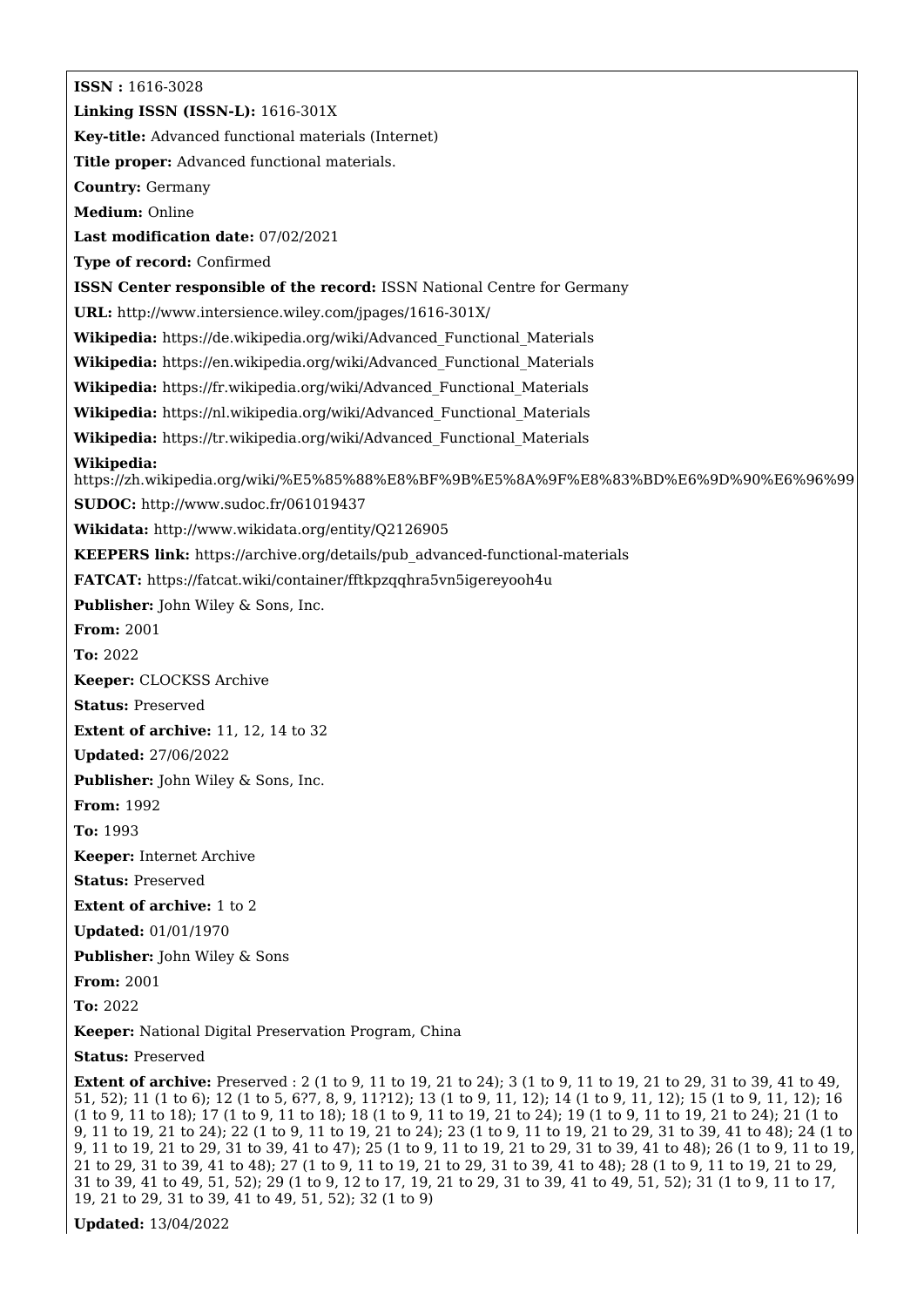**ISSN :** 1616-3028

**Linking ISSN (ISSN-L):** 1616-301X

**Key-title:** Advanced functional materials (Internet)

**Title proper:** Advanced functional materials.

**Country:** Germany

**Medium:** Online

**Last modification date:** 07/02/2021

**Type of record:** Confirmed

**ISSN Center responsible of the record:** ISSN National Centre for Germany

**URL:** http://www.intersience.wiley.com/jpages/1616-301X/

**Wikipedia:** https://de.wikipedia.org/wiki/Advanced_Functional_Materials

**Wikipedia:** https://en.wikipedia.org/wiki/Advanced_Functional_Materials

**Wikipedia:** https://fr.wikipedia.org/wiki/Advanced_Functional_Materials

**Wikipedia:** https://nl.wikipedia.org/wiki/Advanced_Functional_Materials

**Wikipedia:** https://tr.wikipedia.org/wiki/Advanced_Functional_Materials

**Wikipedia:** https://zh.wikipedia.org/wiki/%E5%85%88%E8%BF%9B%E5%8A%9F%E8%83%BD%E6%9D%90%E6%96%99

**SUDOC:** http://www.sudoc.fr/061019437

**Wikidata:** http://www.wikidata.org/entity/Q2126905

**KEEPERS link:** https://archive.org/details/pub_advanced-functional-materials

**FATCAT:** https://fatcat.wiki/container/fftkpzqqhra5vn5igereyooh4u

**Publisher:** John Wiley & Sons, Inc.

**From:** 2001

**To:** 2022

**Keeper:** CLOCKSS Archive

**Status:** Preserved

**Extent of archive:** 11, 12, 14 to 32

**Updated:** 27/06/2022

**Publisher:** John Wiley & Sons, Inc.

**From:** 1992

**To:** 1993

**Keeper:** Internet Archive

**Status:** Preserved

**Extent of archive:** 1 to 2

**Updated:** 01/01/1970

**Publisher:** John Wiley & Sons

**From:** 2001

**To:** 2022

**Keeper:** National Digital Preservation Program, China

**Status:** Preserved

**Extent of archive:** Preserved : 2 (1 to 9, 11 to 19, 21 to 24); 3 (1 to 9, 11 to 19, 21 to 29, 31 to 39, 41 to 49, 51, 52); 11 (1 to 6); 12 (1 to 5, 6?7, 8, 9, 11?12); 13 (1 to 9, 11, 12); 14 (1 to 9, 11, 12); 15 (1 to 9, 11, 12); 16 (1 to 9, 11 to 18); 17 (1 to 9, 11 to 18); 18 (1 to 9, 11 to 19, 21 to 24); 19 (1 to 9, 11 to 19, 21 to 24); 21 (1 to 9, 11 to 19, 21 to 24); 22 (1 to 9, 11 to 19, 21 to 24); 23 (1 to 9, 11 to 19, 21 to 29, 31 to 39, 41 to 48); 24 (1 to 9, 11 to 19, 21 to 29, 31 to 39, 41 to 47); 25 (1 to 9, 11 to 19, 21 to 29, 31 to 39, 41 to 48); 26 (1 to 9, 11 to 19, 21 to 29, 31 to 39, 41 to 48); 27 (1 to 9, 11 to 19, 21 to 29, 31 to 39, 41 to 48); 28 (1 to 9, 11 to 19, 21 to 29, 31 to 39, 41 to 49, 51, 52); 29 (1 to 9, 12 to 17, 19, 21 to 29, 31 to 39, 41 to 49, 51, 52); 31 (1 to 9, 11 to 17, 19, 21 to 29, 31 to 39, 41 to 49, 51, 52); 32 (1 to 9)

**Updated:** 13/04/2022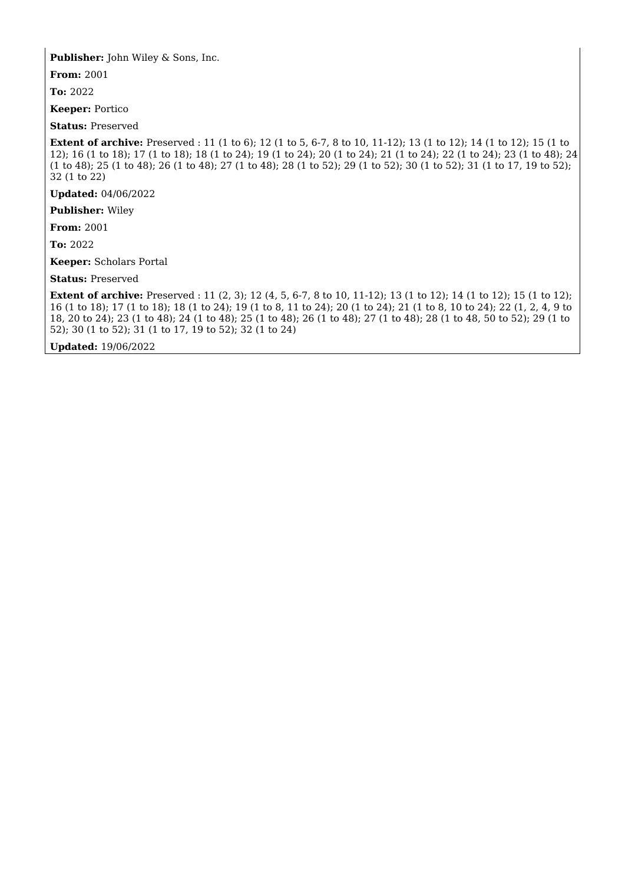**Publisher:** John Wiley & Sons, Inc.

**From:** 2001

**To:** 2022

**Keeper:** Portico

**Status:** Preserved

**Extent of archive:** Preserved : 11 (1 to 6); 12 (1 to 5, 6-7, 8 to 10, 11-12); 13 (1 to 12); 14 (1 to 12); 15 (1 to 12); 16 (1 to 18); 17 (1 to 18); 18 (1 to 24); 19 (1 to 24); 20 (1 to 24); 21 (1 to 24); 22 (1 to 24); 23 (1 to 48); 24 (1 to 48); 25 (1 to 48); 26 (1 to 48); 27 (1 to 48); 28 (1 to 52); 29 (1 to 52); 30 (1 to 52); 31 (1 to 17, 19 to 52); 32 (1 to 22)

**Updated:** 04/06/2022

**Publisher:** Wiley

**From:** 2001

**To:** 2022

**Keeper:** Scholars Portal

**Status:** Preserved

**Extent of archive:** Preserved : 11 (2, 3); 12 (4, 5, 6-7, 8 to 10, 11-12); 13 (1 to 12); 14 (1 to 12); 15 (1 to 12); 16 (1 to 18); 17 (1 to 18); 18 (1 to 24); 19 (1 to 8, 11 to 24); 20 (1 to 24); 21 (1 to 8, 10 to 24); 22 (1, 2, 4, 9 to 18, 20 to 24); 23 (1 to 48); 24 (1 to 48); 25 (1 to 48); 26 (1 to 48); 27 (1 to 48); 28 (1 to 48, 50 to 52); 29 (1 to 52); 30 (1 to 52); 31 (1 to 17, 19 to 52); 32 (1 to 24)

**Updated:** 19/06/2022